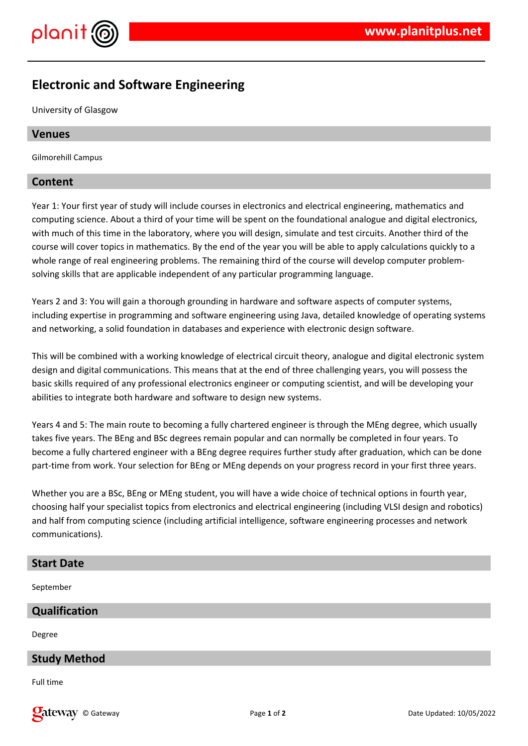# Electronic and Software Engineering

University of Glasgow

## Venues

Gilmorehill Campus

## Content

Year 1: Your first year of study will include courses in electronics and electrical engineering, mathematics and computing science. About a third of your time will be spent on the foundational analogue and digital electronics, with much of this time in the laboratory, where you will design, simulate and test circuits. Another third of the course will cover topics in mathematics. By the end of the year you will be able to apply calculations quickly to a whole range of real engineering problems. The remaining third of the course will develop computer problem-solving skills that are applicable independent of any particular programming language.

Years 2 and 3: You will gain a thorough grounding in hardware and software aspects of computer systems, including expertise in programming and software engineering using Java, detailed knowledge of operating systems and networking, a solid foundation in databases and experience with electronic design software.

This will be combined with a working knowledge of electrical circuit theory, analogue and digital electronic system design and digital communications. This means that at the end of three challenging years, you will possess the basic skills required of any professional electronics engineer or computing scientist, and will be developing your abilities to integrate both hardware and software to design new systems.

Years 4 and 5: The main route to becoming a fully chartered engineer is through the MEng degree, which usually takes five years. The BEng and BSc degrees remain popular and can normally be completed in four years. To become a fully chartered engineer with a BEng degree requires further study after graduation, which can be done part-time from work. Your selection for BEng or MEng depends on your progress record in your first three years.

Whether you are a BSc, BEng or MEng student, you will have a wide choice of technical options in fourth year, choosing half your specialist topics from electronics and electrical engineering (including VLSI design and robotics) and half from computing science (including artificial intelligence, software engineering processes and network communications).

## Start Date

September

## Qualification

Degree

## Study Method

Full time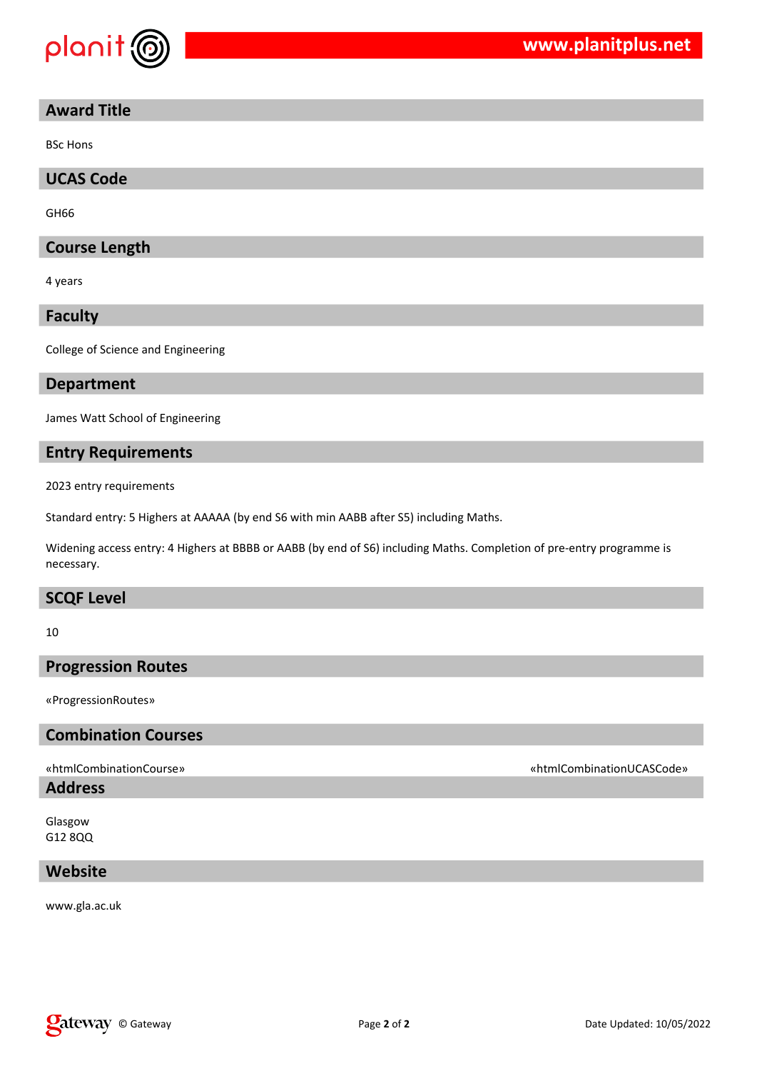## Award Title

BSc Hons

## UCAS Code

GH66

## Course Length

4 years

## Faculty

College of Science and Engineering

## Department

James Watt School of Engineering

## Entry Requirements

2023 entry requirements

Standard entry: 5 Highers at AAAAA (by end S6 with min AABB after S5) including Maths.

Widening access entry: 4 Highers at BBBB or AABB (by end of S6) including Maths. Completion of pre-entry programme is necessary.

## SCQF Level

10

## Progression Routes

«ProgressionRoutes»

## Combination Courses

«htmlCombinationCourse» «htmlCombinationUCASCode»

## Address

Glasgow
G12 8QQ

## Website

www.gla.ac.uk